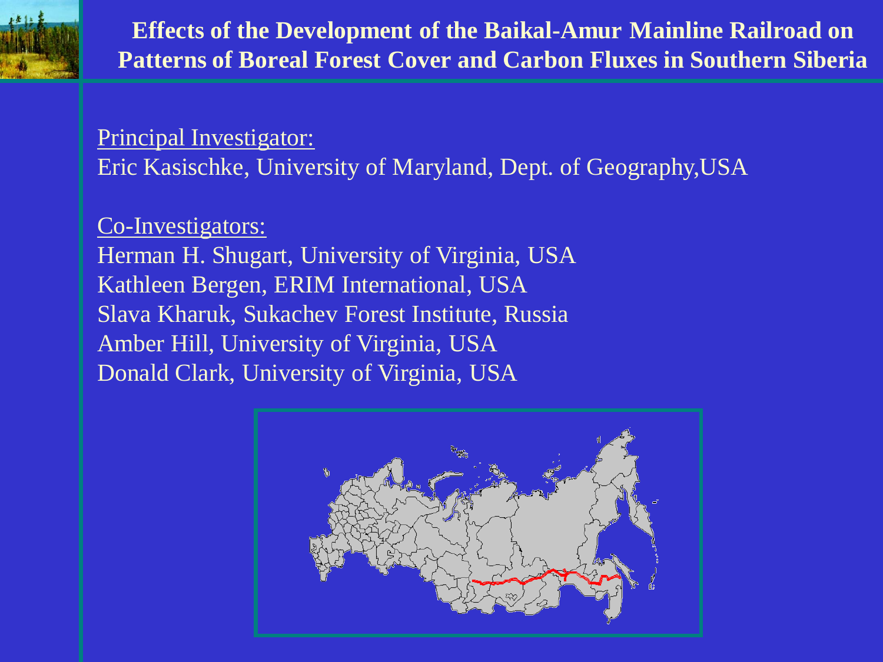# Effects of the Development of the Baikal-Amur Mainline Railroad on Patterns of Boreal Forest Cover and Carbon Fluxes in Southern Siberia

Principal Investigator:

Eric Kasischke, University of Maryland, Dept. of Geography,USA

Co-Investigators:

Herman H. Shugart, University of Virginia, USA
Kathleen Bergen, ERIM International, USA
Slava Kharuk, Sukachev Forest Institute, Russia
Amber Hill, University of Virginia, USA
Donald Clark, University of Virginia, USA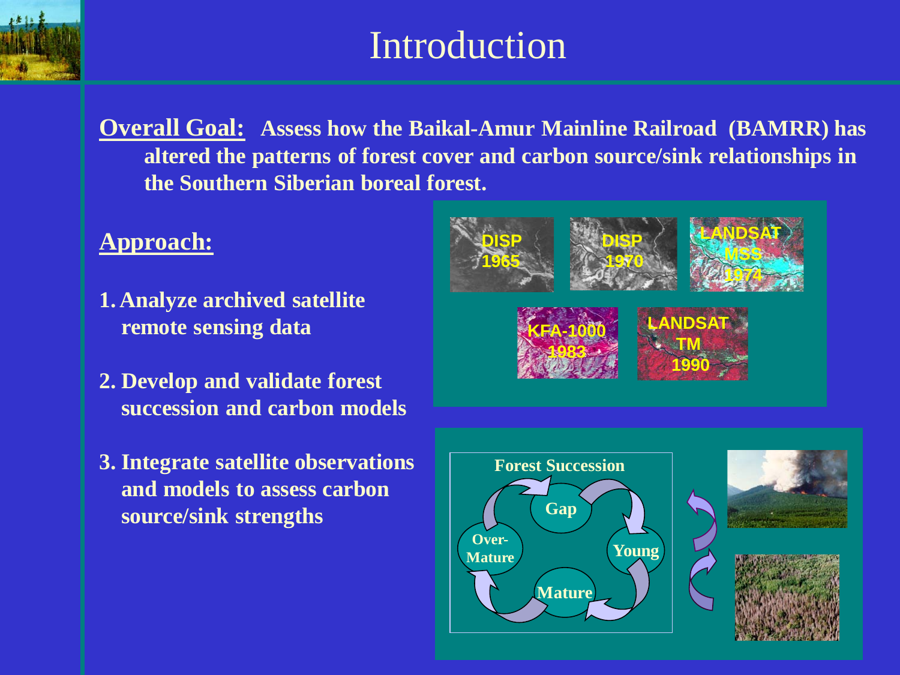# Introduction

**Overall Goal:** **Assess how the Baikal-Amur Mainline Railroad (BAMRR) has altered the patterns of forest cover and carbon source/sink relationships in the Southern Siberian boreal forest.**

## Approach:

1. **Analyze archived satellite remote sensing data**
2. **Develop and validate forest succession and carbon models**
3. **Integrate satellite observations and models to assess carbon source/sink strengths**

DISP 1965 | DISP 1970 | LANDSAT MSS 1974 | KFA-1000 1983 | LANDSAT TM 1990

**Forest Succession**

Gap → Young → Mature → Over-Mature → Gap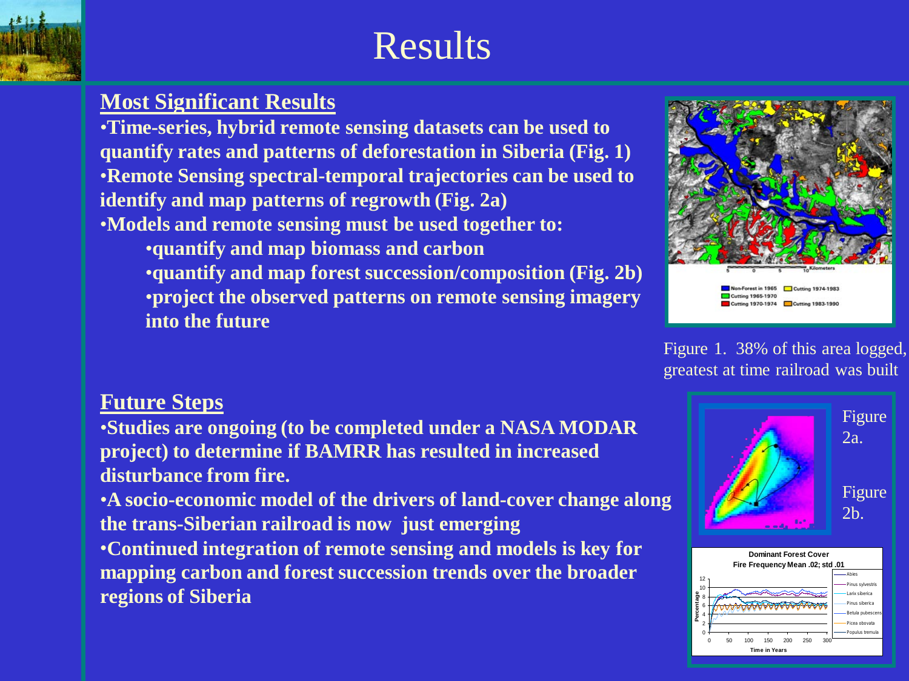# Results

## Most Significant Results

- Time-series, hybrid remote sensing datasets can be used to quantify rates and patterns of deforestation in Siberia (Fig. 1)
- Remote Sensing spectral-temporal trajectories can be used to identify and map patterns of regrowth (Fig. 2a)
- Models and remote sensing must be used together to:
  - quantify and map biomass and carbon
  - quantify and map forest succession/composition (Fig. 2b)
  - project the observed patterns on remote sensing imagery into the future

Figure 1. 38% of this area logged, greatest at time railroad was built

Figure 2a.

Figure 2b.

## Future Steps

- Studies are ongoing (to be completed under a NASA MODAR project) to determine if BAMRR has resulted in increased disturbance from fire.
- A socio-economic model of the drivers of land-cover change along the trans-Siberian railroad is now just emerging
- Continued integration of remote sensing and models is key for mapping carbon and forest succession trends over the broader regions of Siberia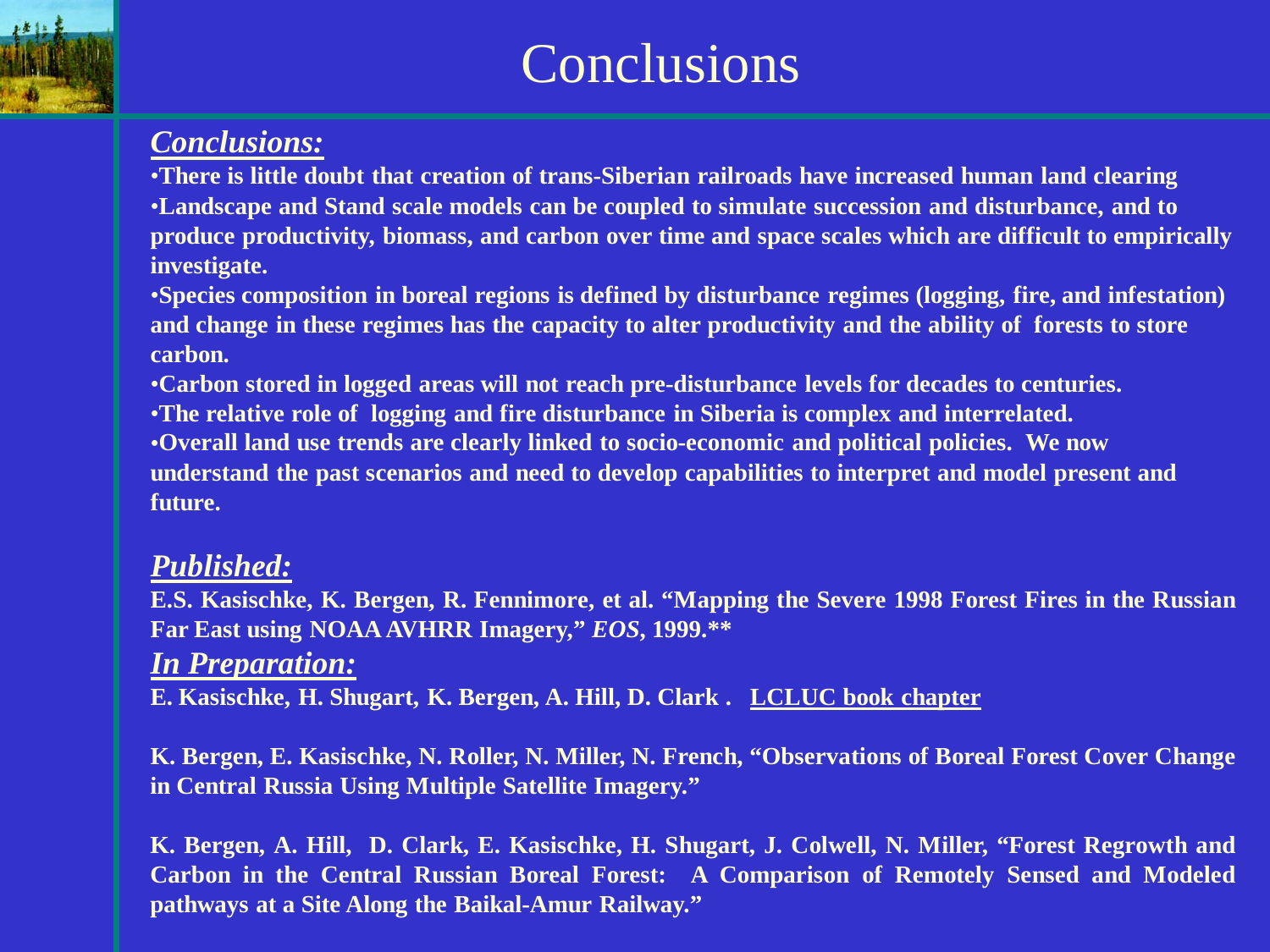# Conclusions

## *Conclusions:*

- **There is little doubt that creation of trans-Siberian railroads have increased human land clearing**
- **Landscape and Stand scale models can be coupled to simulate succession and disturbance, and to produce productivity, biomass, and carbon over time and space scales which are difficult to empirically investigate.**
- **Species composition in boreal regions is defined by disturbance regimes (logging, fire, and infestation) and change in these regimes has the capacity to alter productivity and the ability of forests to store carbon.**
- **Carbon stored in logged areas will not reach pre-disturbance levels for decades to centuries.**
- **The relative role of logging and fire disturbance in Siberia is complex and interrelated.**
- **Overall land use trends are clearly linked to socio-economic and political policies. We now understand the past scenarios and need to develop capabilities to interpret and model present and future.**

## *Published:*

**E.S. Kasischke, K. Bergen, R. Fennimore, et al. "Mapping the Severe 1998 Forest Fires in the Russian Far East using NOAA AVHRR Imagery,"** ***EOS*****, 1999.\*\***

## *In Preparation:*

**E. Kasischke, H. Shugart, K. Bergen, A. Hill, D. Clark . LCLUC book chapter**

**K. Bergen, E. Kasischke, N. Roller, N. Miller, N. French, "Observations of Boreal Forest Cover Change in Central Russia Using Multiple Satellite Imagery."**

**K. Bergen, A. Hill, D. Clark, E. Kasischke, H. Shugart, J. Colwell, N. Miller, "Forest Regrowth and Carbon in the Central Russian Boreal Forest: A Comparison of Remotely Sensed and Modeled pathways at a Site Along the Baikal-Amur Railway."**